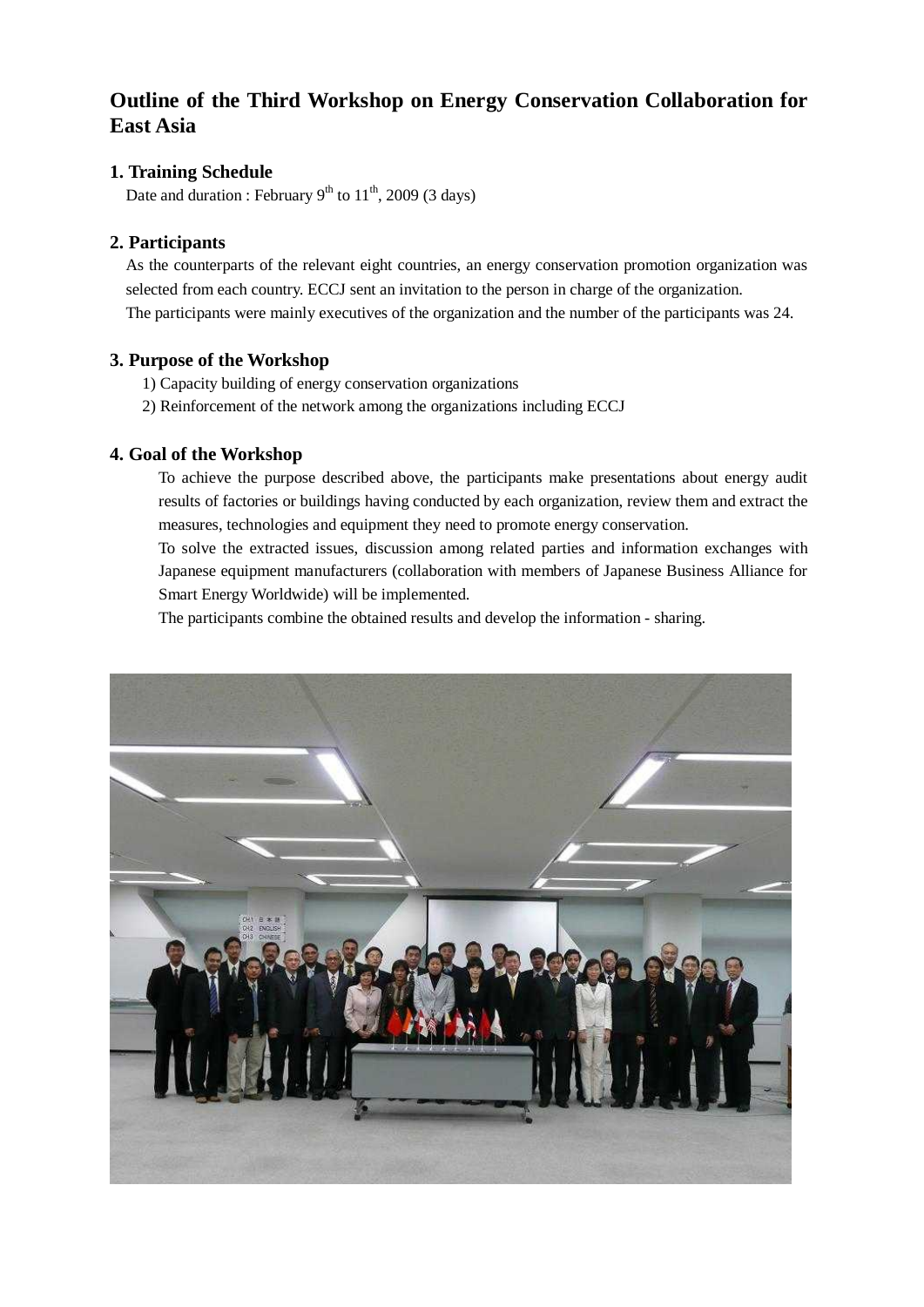# Outline of the Third Workshop on Energy Conservation Collaboration for East Asia

## 1. Training Schedule

Date and duration : February 9th to 11th, 2009 (3 days)

## 2. Participants

As the counterparts of the relevant eight countries, an energy conservation promotion organization was selected from each country. ECCJ sent an invitation to the person in charge of the organization.
The participants were mainly executives of the organization and the number of the participants was 24.

## 3. Purpose of the Workshop

1) Capacity building of energy conservation organizations
2) Reinforcement of the network among the organizations including ECCJ

## 4. Goal of the Workshop

To achieve the purpose described above, the participants make presentations about energy audit results of factories or buildings having conducted by each organization, review them and extract the measures, technologies and equipment they need to promote energy conservation.

To solve the extracted issues, discussion among related parties and information exchanges with Japanese equipment manufacturers (collaboration with members of Japanese Business Alliance for Smart Energy Worldwide) will be implemented.

The participants combine the obtained results and develop the information - sharing.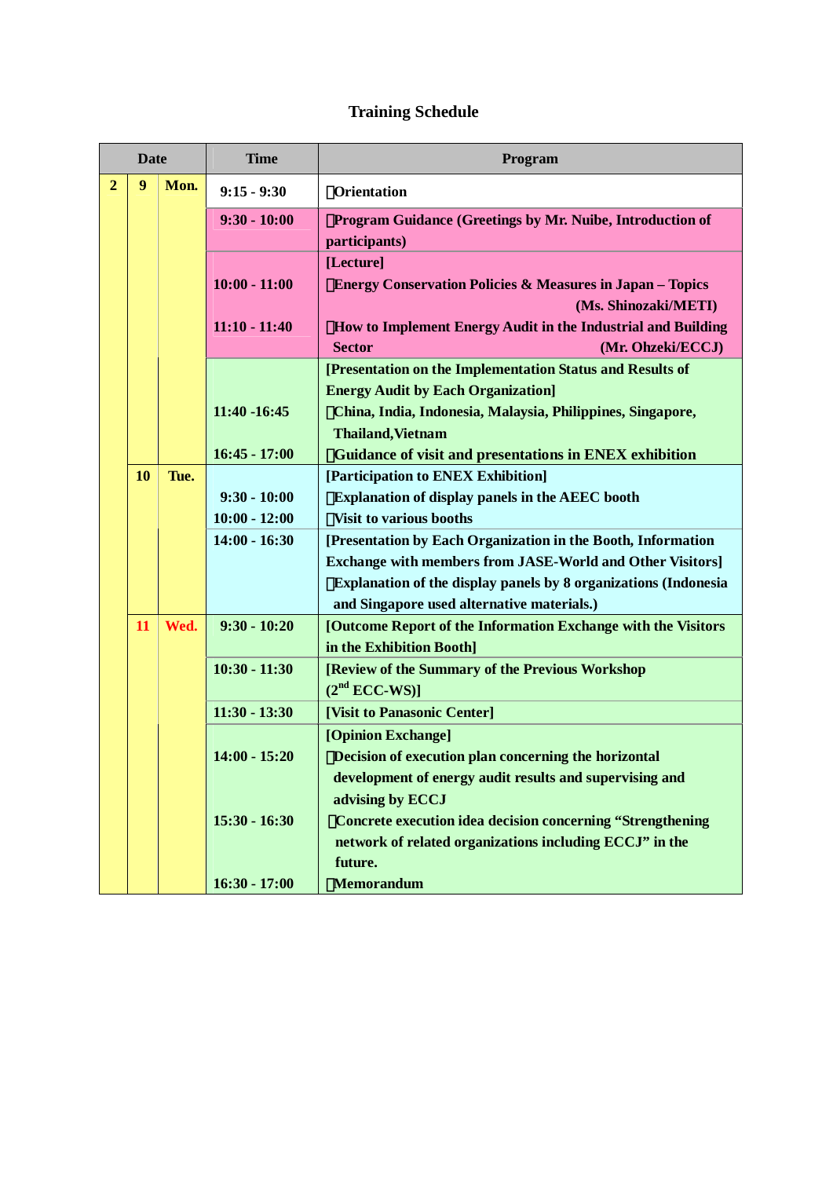# Training Schedule

| Date | | | Time | Program |
|---|---|---|---|---|
| 2 | 9 | Mon. | 9:15 - 9:30 | Orientation |
| | | | 9:30 - 10:00 | Program Guidance (Greetings by Mr. Nuibe, Introduction of participants) |
| | | | 10:00 - 11:00<br>11:10 - 11:40 | [Lecture]<br>Energy Conservation Policies & Measures in Japan – Topics (Ms. Shinozaki/METI)<br>How to Implement Energy Audit in the Industrial and Building Sector (Mr. Ohzeki/ECCJ) |
| | | | 11:40 -16:45<br>16:45 - 17:00 | [Presentation on the Implementation Status and Results of Energy Audit by Each Organization]<br>China, India, Indonesia, Malaysia, Philippines, Singapore, Thailand,Vietnam<br>Guidance of visit and presentations in ENEX exhibition |
| | 10 | Tue. | 9:30 - 10:00<br>10:00 - 12:00 | [Participation to ENEX Exhibition]<br>Explanation of display panels in the AEEC booth<br>Visit to various booths |
| | | | 14:00 - 16:30 | [Presentation by Each Organization in the Booth, Information Exchange with members from JASE-World and Other Visitors]<br>Explanation of the display panels by 8 organizations (Indonesia and Singapore used alternative materials.) |
| | 11 | Wed. | 9:30 - 10:20 | [Outcome Report of the Information Exchange with the Visitors in the Exhibition Booth] |
| | | | 10:30 - 11:30 | [Review of the Summary of the Previous Workshop ($2^{nd}$ ECC-WS)] |
| | | | 11:30 - 13:30 | [Visit to Panasonic Center] |
| | | | 14:00 - 15:20<br>15:30 - 16:30<br>16:30 - 17:00 | [Opinion Exchange]<br>Decision of execution plan concerning the horizontal development of energy audit results and supervising and advising by ECCJ<br>Concrete execution idea decision concerning "Strengthening network of related organizations including ECCJ" in the future.<br>Memorandum |